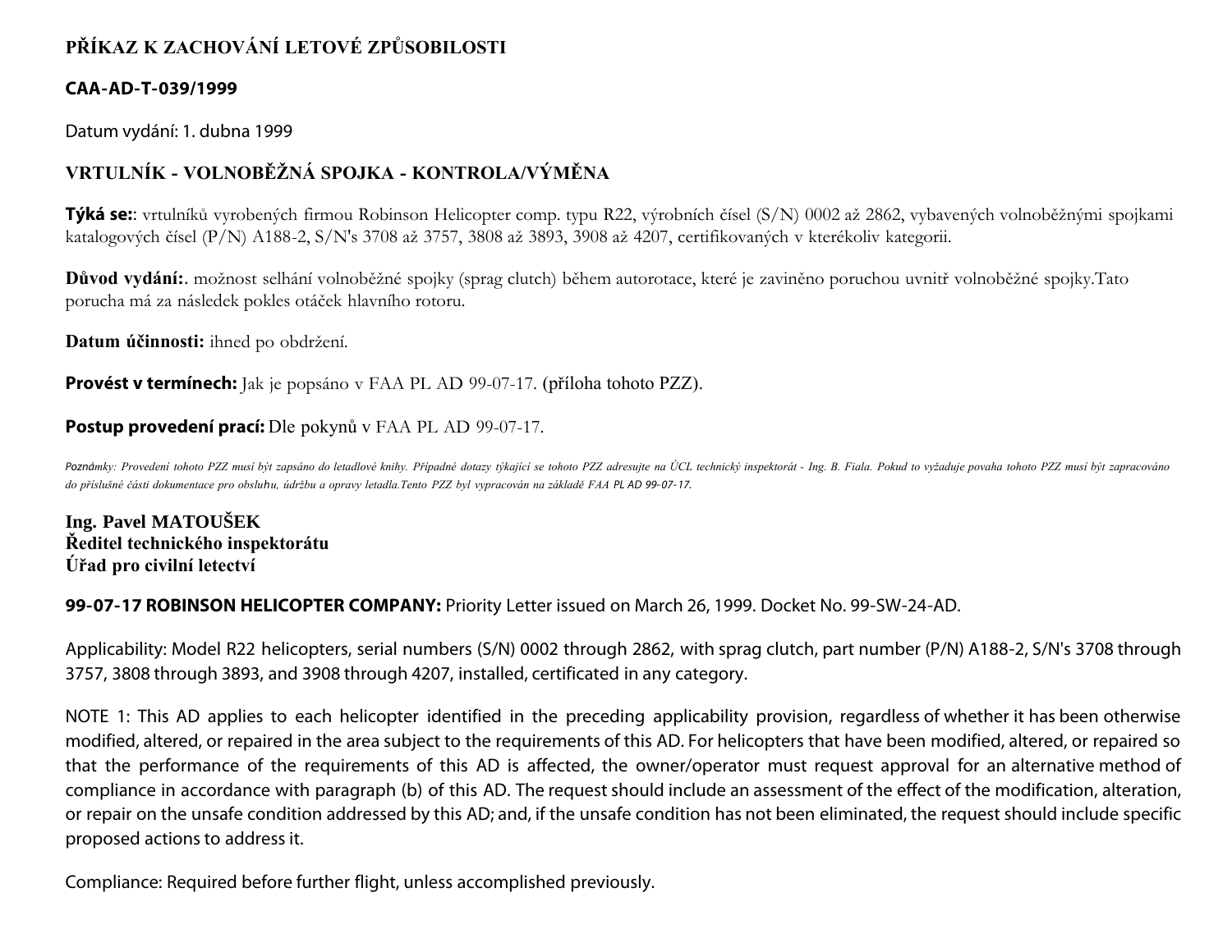# PŘÍKAZ K ZACHOVÁNÍ LETOVÉ ZPŮSOBILOSTI

**CAA-AD-T-039/1999**

Datum vydání: 1. dubna 1999

## VRTULNÍK - VOLNOBĚŽNÁ SPOJKA - KONTROLA/VÝMĚNA

**Týká se:**: vrtulníků vyrobených firmou Robinson Helicopter comp. typu R22, výrobních čísel (S/N) 0002 až 2862, vybavených volnoběžnými spojkami katalogových čísel (P/N) A188-2, S/N's 3708 až 3757, 3808 až 3893, 3908 až 4207, certifikovaných v kterékoliv kategorii.

**Důvod vydání:**. možnost selhání volnoběžné spojky (sprag clutch) během autorotace, které je zaviněno poruchou uvnitř volnoběžné spojky.Tato porucha má za následek pokles otáček hlavního rotoru.

**Datum účinnosti:** ihned po obdržení.

**Provést v termínech:** Jak je popsáno v FAA PL AD 99-07-17. (příloha tohoto PZZ).

**Postup provedení prací:** Dle pokynů v FAA PL AD 99-07-17.

*Poznámky: Provedení tohoto PZZ musí být zapsáno do letadlové knihy. Případné dotazy týkající se tohoto PZZ adresujte na ÚCL technický inspektorát - Ing. B. Fiala. Pokud to vyžaduje povaha tohoto PZZ musí být zapracováno do příslušné části dokumentace pro obsluhu, údržbu a opravy letadla.Tento PZZ byl vypracován na základě FAA PL AD 99-07-17.*

**Ing. Pavel MATOUŠEK**
**Ředitel technického inspektorátu**
**Úřad pro civilní letectví**

**99-07-17 ROBINSON HELICOPTER COMPANY:** Priority Letter issued on March 26, 1999. Docket No. 99-SW-24-AD.

Applicability: Model R22 helicopters, serial numbers (S/N) 0002 through 2862, with sprag clutch, part number (P/N) A188-2, S/N's 3708 through 3757, 3808 through 3893, and 3908 through 4207, installed, certificated in any category.

NOTE 1: This AD applies to each helicopter identified in the preceding applicability provision, regardless of whether it has been otherwise modified, altered, or repaired in the area subject to the requirements of this AD. For helicopters that have been modified, altered, or repaired so that the performance of the requirements of this AD is affected, the owner/operator must request approval for an alternative method of compliance in accordance with paragraph (b) of this AD. The request should include an assessment of the effect of the modification, alteration, or repair on the unsafe condition addressed by this AD; and, if the unsafe condition has not been eliminated, the request should include specific proposed actions to address it.

Compliance: Required before further flight, unless accomplished previously.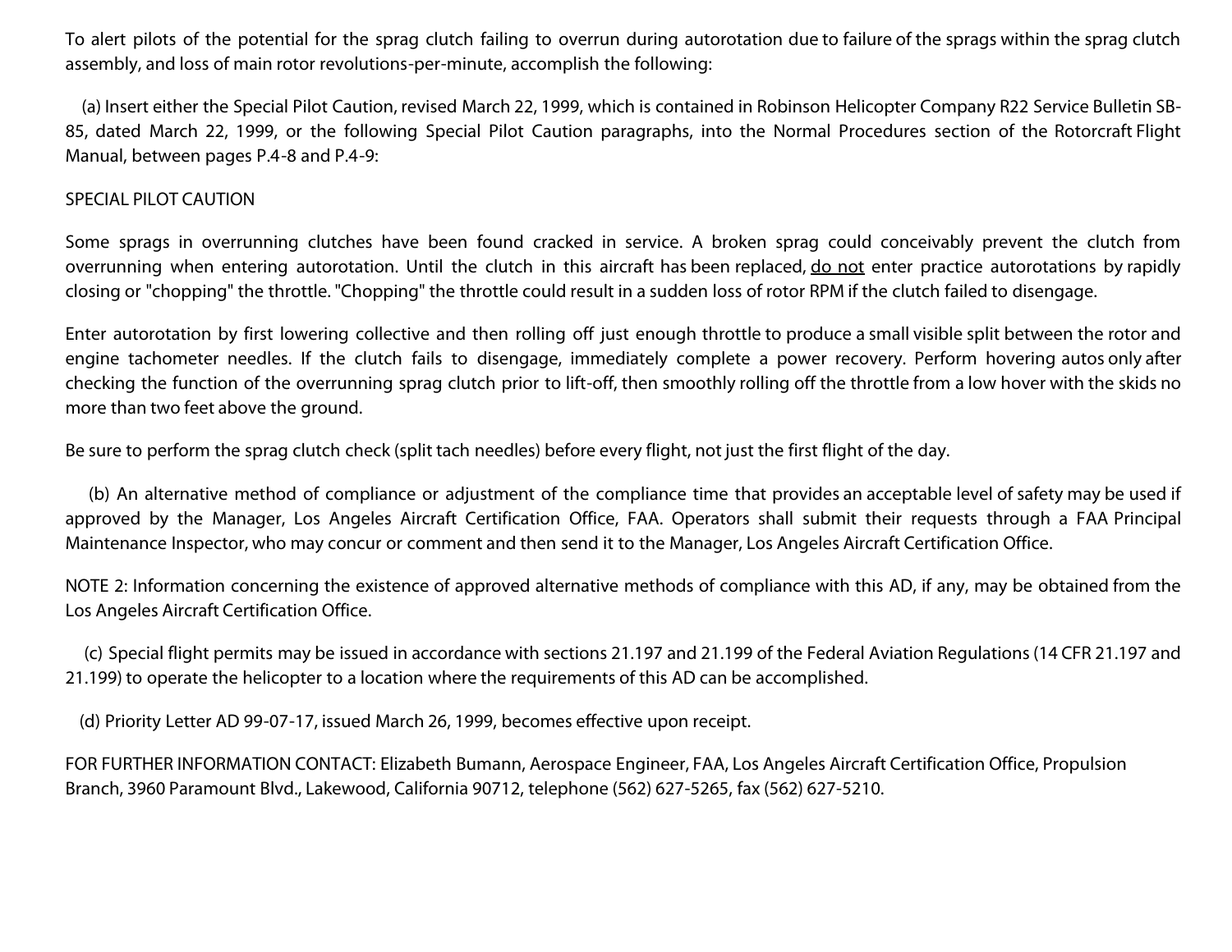To alert pilots of the potential for the sprag clutch failing to overrun during autorotation due to failure of the sprags within the sprag clutch assembly, and loss of main rotor revolutions-per-minute, accomplish the following:

(a) Insert either the Special Pilot Caution, revised March 22, 1999, which is contained in Robinson Helicopter Company R22 Service Bulletin SB-85, dated March 22, 1999, or the following Special Pilot Caution paragraphs, into the Normal Procedures section of the Rotorcraft Flight Manual, between pages P.4-8 and P.4-9:

SPECIAL PILOT CAUTION

Some sprags in overrunning clutches have been found cracked in service. A broken sprag could conceivably prevent the clutch from overrunning when entering autorotation. Until the clutch in this aircraft has been replaced, <u>do not</u> enter practice autorotations by rapidly closing or "chopping" the throttle. "Chopping" the throttle could result in a sudden loss of rotor RPM if the clutch failed to disengage.

Enter autorotation by first lowering collective and then rolling off just enough throttle to produce a small visible split between the rotor and engine tachometer needles. If the clutch fails to disengage, immediately complete a power recovery. Perform hovering autos only after checking the function of the overrunning sprag clutch prior to lift-off, then smoothly rolling off the throttle from a low hover with the skids no more than two feet above the ground.

Be sure to perform the sprag clutch check (split tach needles) before every flight, not just the first flight of the day.

(b) An alternative method of compliance or adjustment of the compliance time that provides an acceptable level of safety may be used if approved by the Manager, Los Angeles Aircraft Certification Office, FAA. Operators shall submit their requests through a FAA Principal Maintenance Inspector, who may concur or comment and then send it to the Manager, Los Angeles Aircraft Certification Office.

NOTE 2: Information concerning the existence of approved alternative methods of compliance with this AD, if any, may be obtained from the Los Angeles Aircraft Certification Office.

(c) Special flight permits may be issued in accordance with sections 21.197 and 21.199 of the Federal Aviation Regulations (14 CFR 21.197 and 21.199) to operate the helicopter to a location where the requirements of this AD can be accomplished.

(d) Priority Letter AD 99-07-17, issued March 26, 1999, becomes effective upon receipt.

FOR FURTHER INFORMATION CONTACT: Elizabeth Bumann, Aerospace Engineer, FAA, Los Angeles Aircraft Certification Office, Propulsion Branch, 3960 Paramount Blvd., Lakewood, California 90712, telephone (562) 627-5265, fax (562) 627-5210.